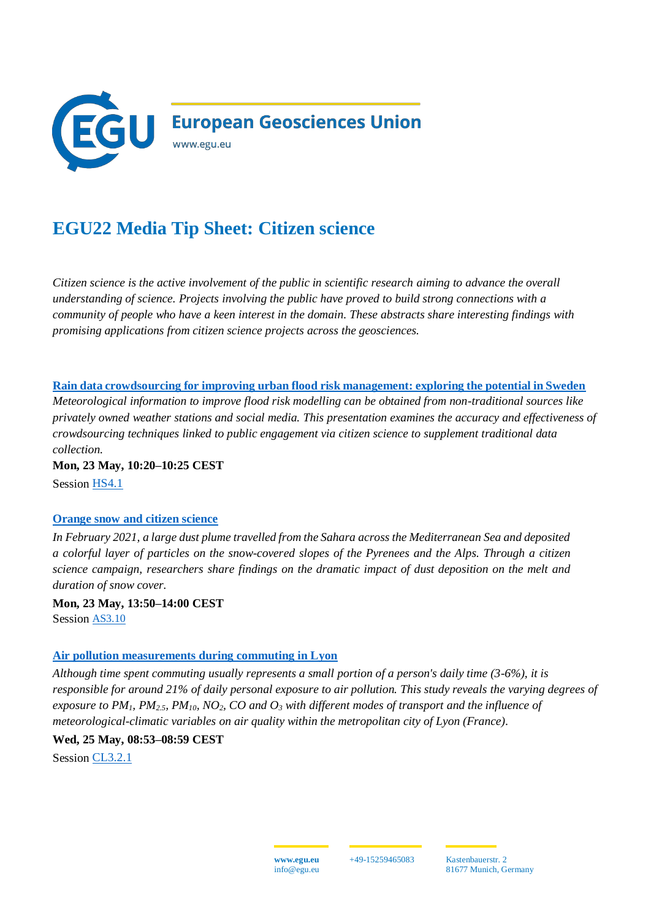European Geosciences Union
www.egu.eu

# EGU22 Media Tip Sheet: Citizen science

*Citizen science is the active involvement of the public in scientific research aiming to advance the overall understanding of science. Projects involving the public have proved to build strong connections with a community of people who have a keen interest in the domain. These abstracts share interesting findings with promising applications from citizen science projects across the geosciences.*

### Rain data crowdsourcing for improving urban flood risk management: exploring the potential in Sweden

*Meteorological information to improve flood risk modelling can be obtained from non-traditional sources like privately owned weather stations and social media. This presentation examines the accuracy and effectiveness of crowdsourcing techniques linked to public engagement via citizen science to supplement traditional data collection.*

**Mon, 23 May, 10:20–10:25 CEST**
Session HS4.1

### Orange snow and citizen science

*In February 2021, a large dust plume travelled from the Sahara across the Mediterranean Sea and deposited a colorful layer of particles on the snow-covered slopes of the Pyrenees and the Alps. Through a citizen science campaign, researchers share findings on the dramatic impact of dust deposition on the melt and duration of snow cover.*

**Mon, 23 May, 13:50–14:00 CEST**
Session AS3.10

### Air pollution measurements during commuting in Lyon

*Although time spent commuting usually represents a small portion of a person's daily time (3-6%), it is responsible for around 21% of daily personal exposure to air pollution. This study reveals the varying degrees of exposure to $PM_1$, $PM_{2.5}$, $PM_{10}$, $NO_2$, CO and $O_3$ with different modes of transport and the influence of meteorological-climatic variables on air quality within the metropolitan city of Lyon (France).*

**Wed, 25 May, 08:53–08:59 CEST**
Session CL3.2.1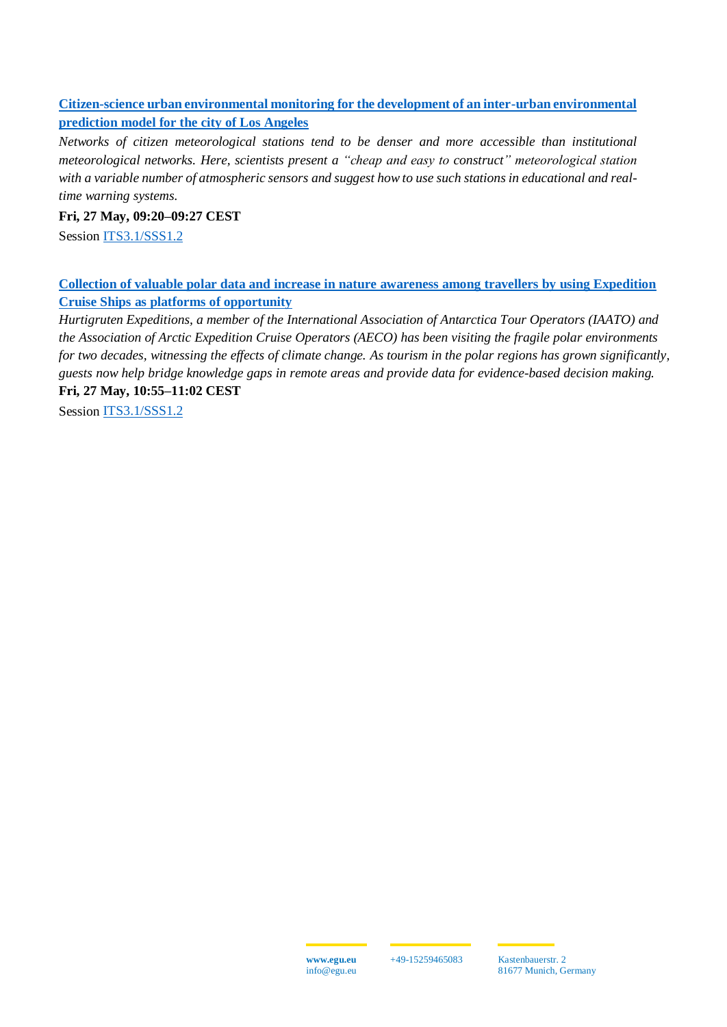**[Citizen-science urban environmental monitoring for the development of an inter-urban environmental prediction model for the city of Los Angeles]**

*Networks of citizen meteorological stations tend to be denser and more accessible than institutional meteorological networks. Here, scientists present a "cheap and easy to construct" meteorological station with a variable number of atmospheric sensors and suggest how to use such stations in educational and real-time warning systems.*

**Fri, 27 May, 09:20–09:27 CEST**

Session ITS3.1/SSS1.2

**[Collection of valuable polar data and increase in nature awareness among travellers by using Expedition Cruise Ships as platforms of opportunity]**

*Hurtigruten Expeditions, a member of the International Association of Antarctica Tour Operators (IAATO) and the Association of Arctic Expedition Cruise Operators (AECO) has been visiting the fragile polar environments for two decades, witnessing the effects of climate change. As tourism in the polar regions has grown significantly, guests now help bridge knowledge gaps in remote areas and provide data for evidence-based decision making.*

**Fri, 27 May, 10:55–11:02 CEST**

Session ITS3.1/SSS1.2